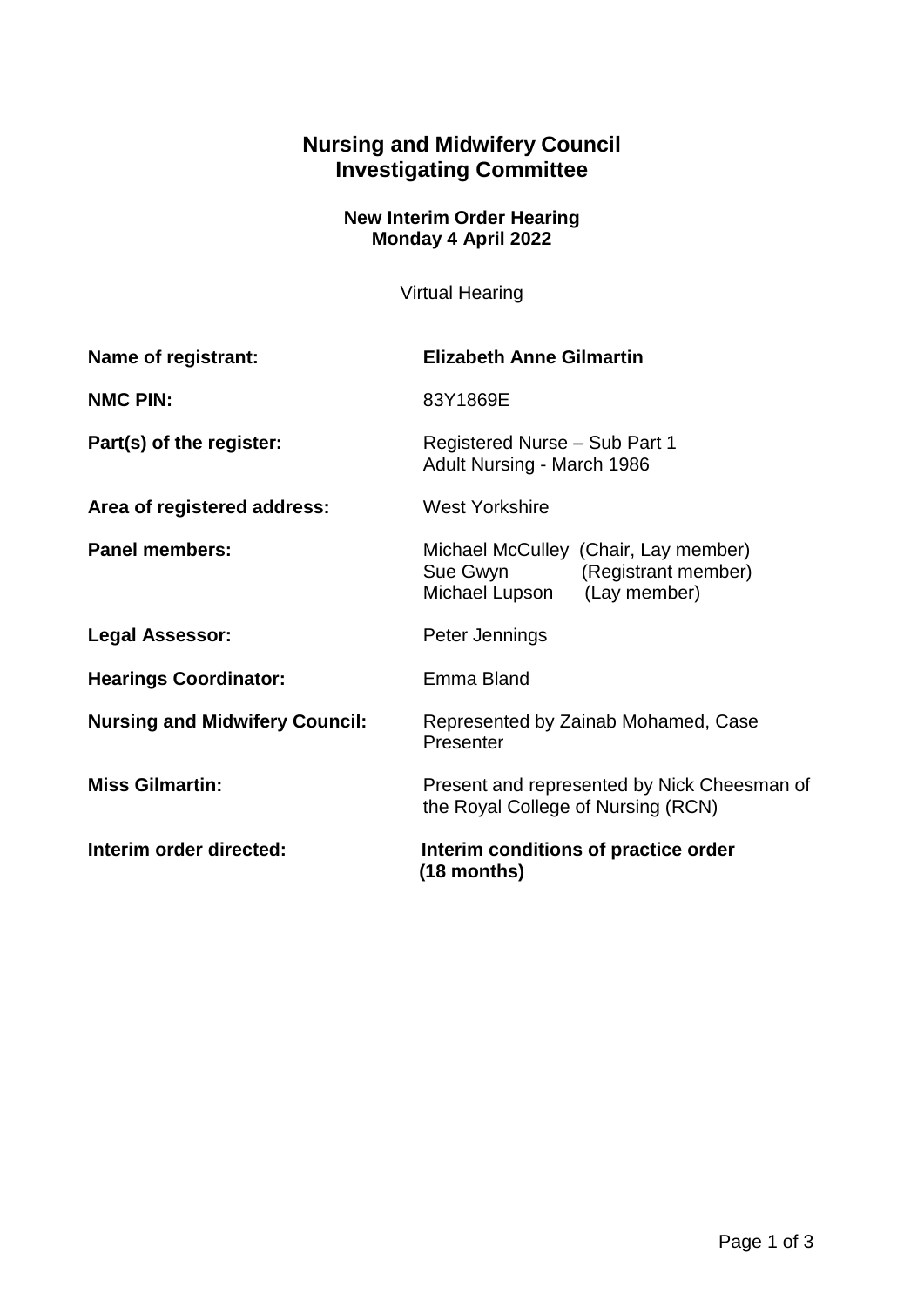# Nursing and Midwifery Council
# Investigating Committee

### New Interim Order Hearing
### Monday 4 April 2022

Virtual Hearing

| | |
|---|---|
| **Name of registrant:** | **Elizabeth Anne Gilmartin** |
| **NMC PIN:** | 83Y1869E |
| **Part(s) of the register:** | Registered Nurse – Sub Part 1<br>Adult Nursing - March 1986 |
| **Area of registered address:** | West Yorkshire |
| **Panel members:** | Michael McCulley (Chair, Lay member)<br>Sue Gwyn (Registrant member)<br>Michael Lupson (Lay member) |
| **Legal Assessor:** | Peter Jennings |
| **Hearings Coordinator:** | Emma Bland |
| **Nursing and Midwifery Council:** | Represented by Zainab Mohamed, Case Presenter |
| **Miss Gilmartin:** | Present and represented by Nick Cheesman of the Royal College of Nursing (RCN) |
| **Interim order directed:** | **Interim conditions of practice order (18 months)** |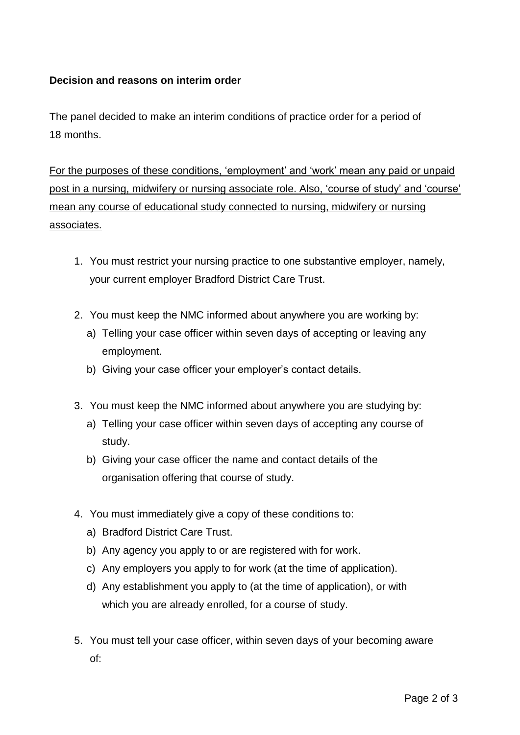**Decision and reasons on interim order**

The panel decided to make an interim conditions of practice order for a period of 18 months.

<u>For the purposes of these conditions, 'employment' and 'work' mean any paid or unpaid post in a nursing, midwifery or nursing associate role. Also, 'course of study' and 'course' mean any course of educational study connected to nursing, midwifery or nursing associates.</u>

1. You must restrict your nursing practice to one substantive employer, namely, your current employer Bradford District Care Trust.

2. You must keep the NMC informed about anywhere you are working by:
   a) Telling your case officer within seven days of accepting or leaving any employment.
   b) Giving your case officer your employer's contact details.

3. You must keep the NMC informed about anywhere you are studying by:
   a) Telling your case officer within seven days of accepting any course of study.
   b) Giving your case officer the name and contact details of the organisation offering that course of study.

4. You must immediately give a copy of these conditions to:
   a) Bradford District Care Trust.
   b) Any agency you apply to or are registered with for work.
   c) Any employers you apply to for work (at the time of application).
   d) Any establishment you apply to (at the time of application), or with which you are already enrolled, for a course of study.

5. You must tell your case officer, within seven days of your becoming aware of: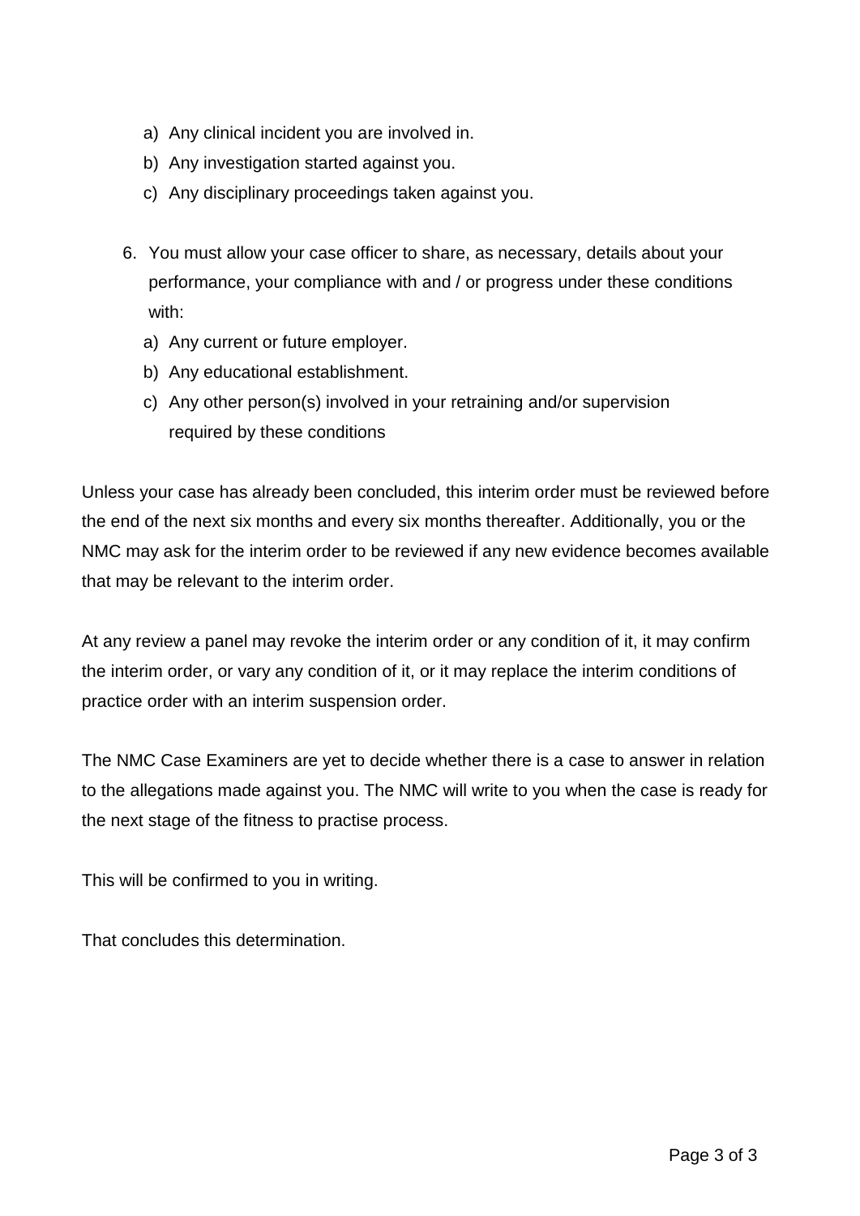a) Any clinical incident you are involved in.
b) Any investigation started against you.
c) Any disciplinary proceedings taken against you.

6. You must allow your case officer to share, as necessary, details about your performance, your compliance with and / or progress under these conditions with:
   a) Any current or future employer.
   b) Any educational establishment.
   c) Any other person(s) involved in your retraining and/or supervision required by these conditions

Unless your case has already been concluded, this interim order must be reviewed before the end of the next six months and every six months thereafter. Additionally, you or the NMC may ask for the interim order to be reviewed if any new evidence becomes available that may be relevant to the interim order.

At any review a panel may revoke the interim order or any condition of it, it may confirm the interim order, or vary any condition of it, or it may replace the interim conditions of practice order with an interim suspension order.

The NMC Case Examiners are yet to decide whether there is a case to answer in relation to the allegations made against you. The NMC will write to you when the case is ready for the next stage of the fitness to practise process.

This will be confirmed to you in writing.

That concludes this determination.